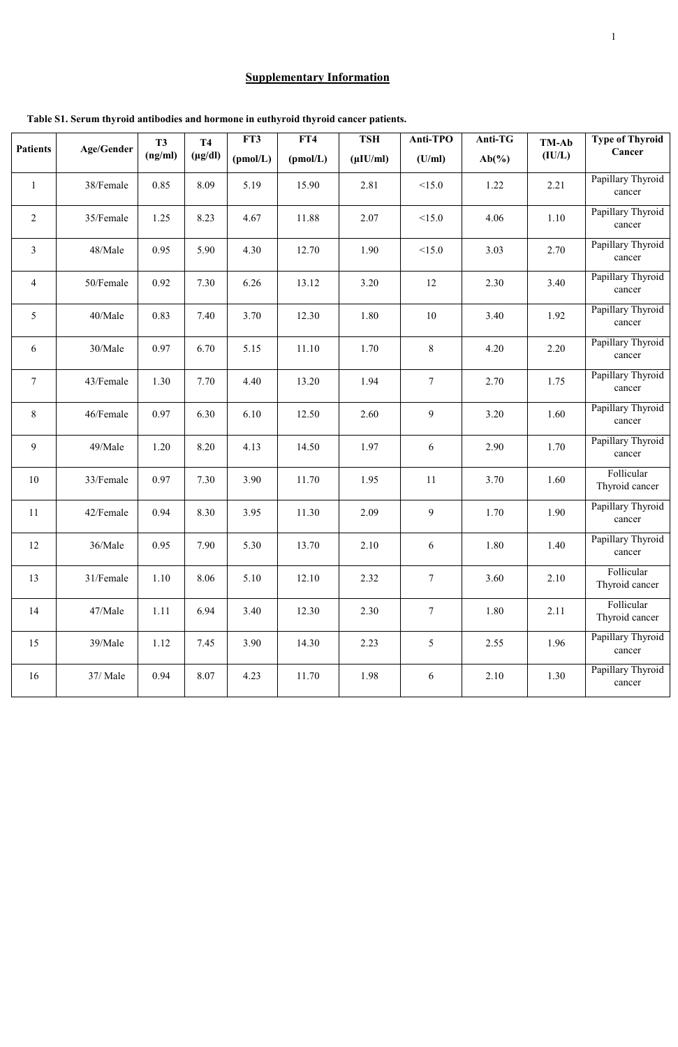## Supplementary Information

**Table S1. Serum thyroid antibodies and hormone in euthyroid thyroid cancer patients.**

| Patients | Age/Gender | T3 (ng/ml) | T4 (μg/dl) | FT3 (pmol/L) | FT4 (pmol/L) | TSH (μIU/ml) | Anti-TPO (U/ml) | Anti-TG Ab(%) | TM-Ab (IU/L) | Type of Thyroid Cancer |
|---|---|---|---|---|---|---|---|---|---|---|
| 1 | 38/Female | 0.85 | 8.09 | 5.19 | 15.90 | 2.81 | <15.0 | 1.22 | 2.21 | Papillary Thyroid cancer |
| 2 | 35/Female | 1.25 | 8.23 | 4.67 | 11.88 | 2.07 | <15.0 | 4.06 | 1.10 | Papillary Thyroid cancer |
| 3 | 48/Male | 0.95 | 5.90 | 4.30 | 12.70 | 1.90 | <15.0 | 3.03 | 2.70 | Papillary Thyroid cancer |
| 4 | 50/Female | 0.92 | 7.30 | 6.26 | 13.12 | 3.20 | 12 | 2.30 | 3.40 | Papillary Thyroid cancer |
| 5 | 40/Male | 0.83 | 7.40 | 3.70 | 12.30 | 1.80 | 10 | 3.40 | 1.92 | Papillary Thyroid cancer |
| 6 | 30/Male | 0.97 | 6.70 | 5.15 | 11.10 | 1.70 | 8 | 4.20 | 2.20 | Papillary Thyroid cancer |
| 7 | 43/Female | 1.30 | 7.70 | 4.40 | 13.20 | 1.94 | 7 | 2.70 | 1.75 | Papillary Thyroid cancer |
| 8 | 46/Female | 0.97 | 6.30 | 6.10 | 12.50 | 2.60 | 9 | 3.20 | 1.60 | Papillary Thyroid cancer |
| 9 | 49/Male | 1.20 | 8.20 | 4.13 | 14.50 | 1.97 | 6 | 2.90 | 1.70 | Papillary Thyroid cancer |
| 10 | 33/Female | 0.97 | 7.30 | 3.90 | 11.70 | 1.95 | 11 | 3.70 | 1.60 | Follicular Thyroid cancer |
| 11 | 42/Female | 0.94 | 8.30 | 3.95 | 11.30 | 2.09 | 9 | 1.70 | 1.90 | Papillary Thyroid cancer |
| 12 | 36/Male | 0.95 | 7.90 | 5.30 | 13.70 | 2.10 | 6 | 1.80 | 1.40 | Papillary Thyroid cancer |
| 13 | 31/Female | 1.10 | 8.06 | 5.10 | 12.10 | 2.32 | 7 | 3.60 | 2.10 | Follicular Thyroid cancer |
| 14 | 47/Male | 1.11 | 6.94 | 3.40 | 12.30 | 2.30 | 7 | 1.80 | 2.11 | Follicular Thyroid cancer |
| 15 | 39/Male | 1.12 | 7.45 | 3.90 | 14.30 | 2.23 | 5 | 2.55 | 1.96 | Papillary Thyroid cancer |
| 16 | 37/ Male | 0.94 | 8.07 | 4.23 | 11.70 | 1.98 | 6 | 2.10 | 1.30 | Papillary Thyroid cancer |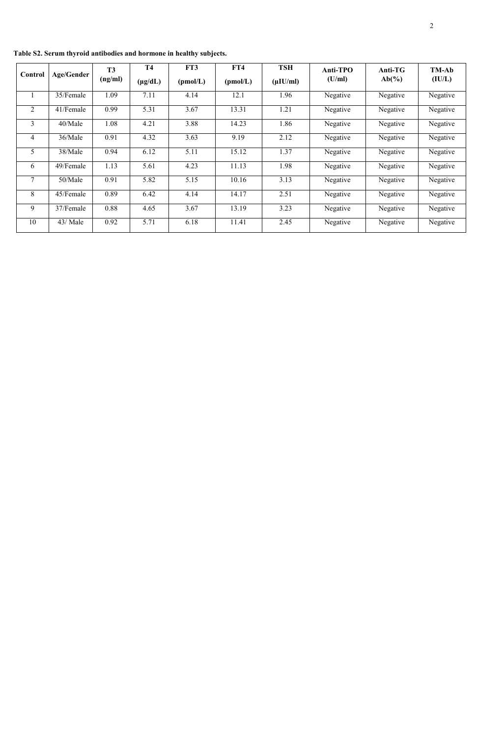**Table S2. Serum thyroid antibodies and hormone in healthy subjects.**

| Control | Age/Gender | T3 (ng/ml) | T4 (μg/dL) | FT3 (pmol/L) | FT4 (pmol/L) | TSH (μIU/ml) | Anti-TPO (U/ml) | Anti-TG Ab(%) | TM-Ab (IU/L) |
|---|---|---|---|---|---|---|---|---|---|
| 1 | 35/Female | 1.09 | 7.11 | 4.14 | 12.1 | 1.96 | Negative | Negative | Negative |
| 2 | 41/Female | 0.99 | 5.31 | 3.67 | 13.31 | 1.21 | Negative | Negative | Negative |
| 3 | 40/Male | 1.08 | 4.21 | 3.88 | 14.23 | 1.86 | Negative | Negative | Negative |
| 4 | 36/Male | 0.91 | 4.32 | 3.63 | 9.19 | 2.12 | Negative | Negative | Negative |
| 5 | 38/Male | 0.94 | 6.12 | 5.11 | 15.12 | 1.37 | Negative | Negative | Negative |
| 6 | 49/Female | 1.13 | 5.61 | 4.23 | 11.13 | 1.98 | Negative | Negative | Negative |
| 7 | 50/Male | 0.91 | 5.82 | 5.15 | 10.16 | 3.13 | Negative | Negative | Negative |
| 8 | 45/Female | 0.89 | 6.42 | 4.14 | 14.17 | 2.51 | Negative | Negative | Negative |
| 9 | 37/Female | 0.88 | 4.65 | 3.67 | 13.19 | 3.23 | Negative | Negative | Negative |
| 10 | 43/ Male | 0.92 | 5.71 | 6.18 | 11.41 | 2.45 | Negative | Negative | Negative |